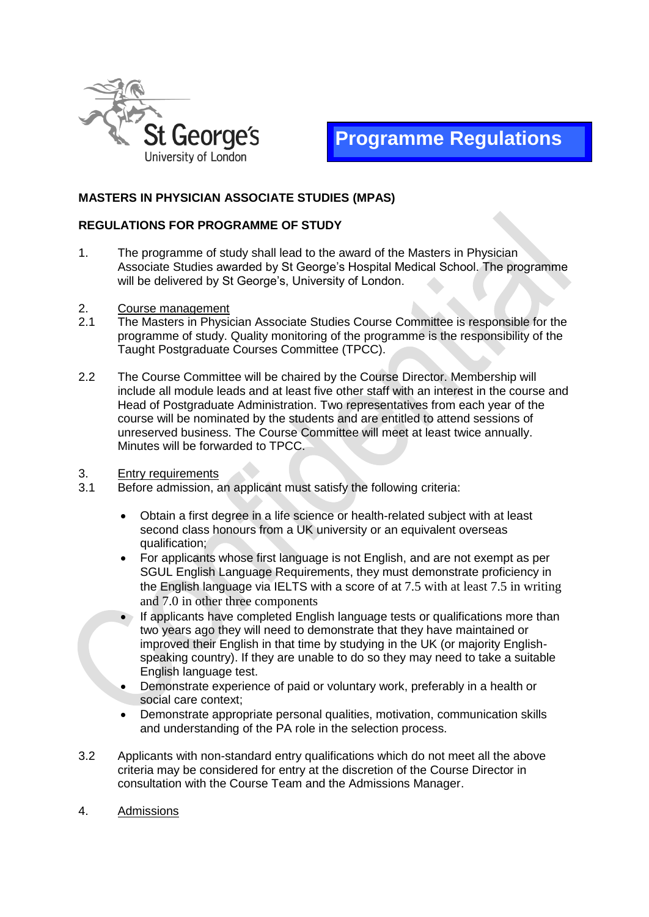St George's University of London

**Programme Regulations**

## MASTERS IN PHYSICIAN ASSOCIATE STUDIES (MPAS)

### REGULATIONS FOR PROGRAMME OF STUDY

1. The programme of study shall lead to the award of the Masters in Physician Associate Studies awarded by St George's Hospital Medical School. The programme will be delivered by St George's, University of London.

2. Course management

2.1 The Masters in Physician Associate Studies Course Committee is responsible for the programme of study. Quality monitoring of the programme is the responsibility of the Taught Postgraduate Courses Committee (TPCC).

2.2 The Course Committee will be chaired by the Course Director. Membership will include all module leads and at least five other staff with an interest in the course and Head of Postgraduate Administration. Two representatives from each year of the course will be nominated by the students and are entitled to attend sessions of unreserved business. The Course Committee will meet at least twice annually. Minutes will be forwarded to TPCC.

3. Entry requirements

3.1 Before admission, an applicant must satisfy the following criteria:

- Obtain a first degree in a life science or health-related subject with at least second class honours from a UK university or an equivalent overseas qualification;
- For applicants whose first language is not English, and are not exempt as per SGUL English Language Requirements, they must demonstrate proficiency in the English language via IELTS with a score of at 7.5 with at least 7.5 in writing and 7.0 in other three components
- If applicants have completed English language tests or qualifications more than two years ago they will need to demonstrate that they have maintained or improved their English in that time by studying in the UK (or majority English-speaking country). If they are unable to do so they may need to take a suitable English language test.
- Demonstrate experience of paid or voluntary work, preferably in a health or social care context;
- Demonstrate appropriate personal qualities, motivation, communication skills and understanding of the PA role in the selection process.

3.2 Applicants with non-standard entry qualifications which do not meet all the above criteria may be considered for entry at the discretion of the Course Director in consultation with the Course Team and the Admissions Manager.

4. Admissions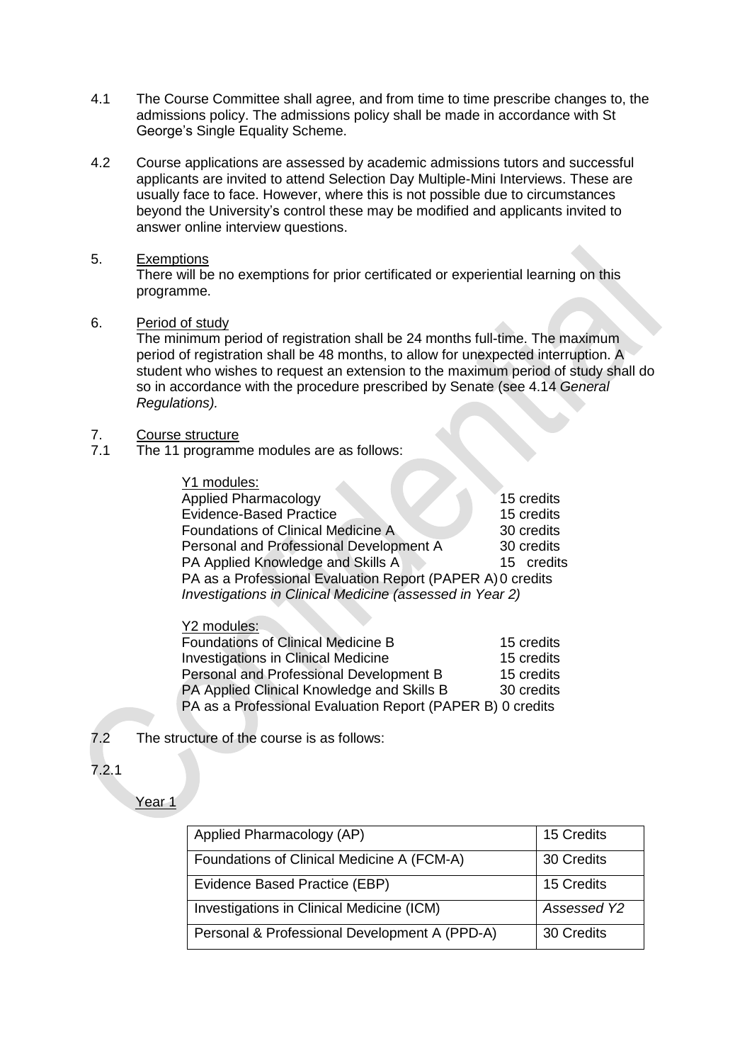4.1 The Course Committee shall agree, and from time to time prescribe changes to, the admissions policy. The admissions policy shall be made in accordance with St George's Single Equality Scheme.

4.2 Course applications are assessed by academic admissions tutors and successful applicants are invited to attend Selection Day Multiple-Mini Interviews. These are usually face to face. However, where this is not possible due to circumstances beyond the University's control these may be modified and applicants invited to answer online interview questions.

5. Exemptions

There will be no exemptions for prior certificated or experiential learning on this programme.

6. Period of study

The minimum period of registration shall be 24 months full-time. The maximum period of registration shall be 48 months, to allow for unexpected interruption. A student who wishes to request an extension to the maximum period of study shall do so in accordance with the procedure prescribed by Senate (see 4.14 *General Regulations).*

7. Course structure

7.1 The 11 programme modules are as follows:

Y1 modules:

| | |
|---|---|
| Applied Pharmacology | 15 credits |
| Evidence-Based Practice | 15 credits |
| Foundations of Clinical Medicine A | 30 credits |
| Personal and Professional Development A | 30 credits |
| PA Applied Knowledge and Skills A | 15 credits |
| PA as a Professional Evaluation Report (PAPER A) | 0 credits |
| *Investigations in Clinical Medicine (assessed in Year 2)* | |

Y2 modules:

| | |
|---|---|
| Foundations of Clinical Medicine B | 15 credits |
| Investigations in Clinical Medicine | 15 credits |
| Personal and Professional Development B | 15 credits |
| PA Applied Clinical Knowledge and Skills B | 30 credits |
| PA as a Professional Evaluation Report (PAPER B) | 0 credits |

7.2 The structure of the course is as follows:

7.2.1

Year 1

| | |
|---|---|
| Applied Pharmacology (AP) | 15 Credits |
| Foundations of Clinical Medicine A (FCM-A) | 30 Credits |
| Evidence Based Practice (EBP) | 15 Credits |
| Investigations in Clinical Medicine (ICM) | *Assessed Y2* |
| Personal & Professional Development A (PPD-A) | 30 Credits |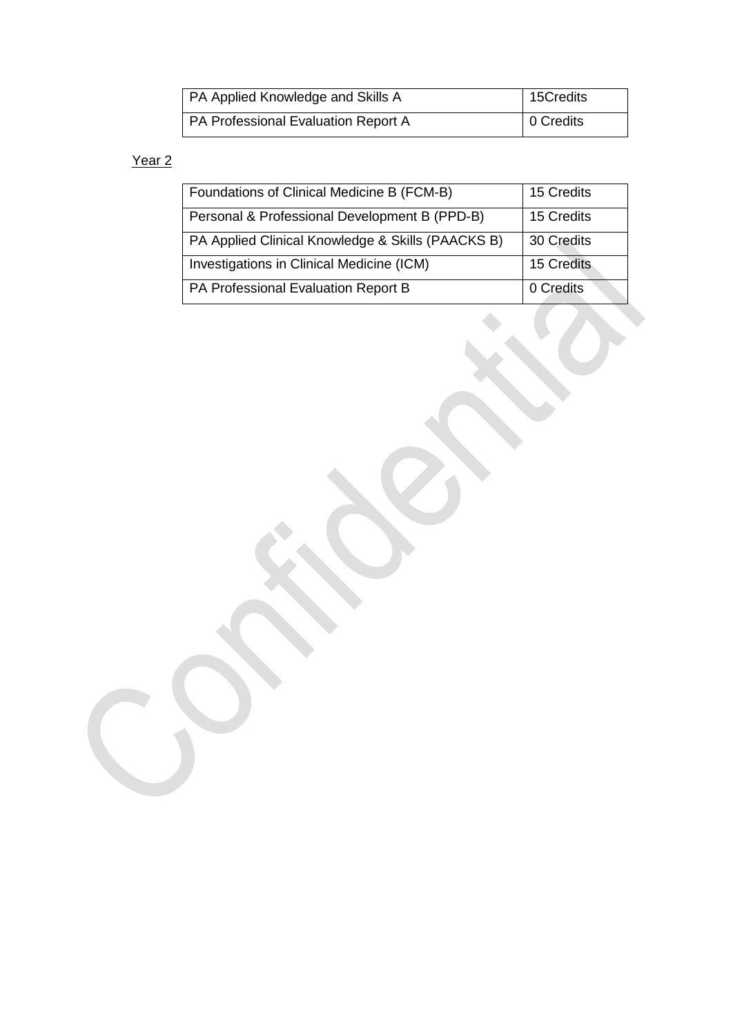| PA Applied Knowledge and Skills A | 15Credits |
|---|---|
| PA Professional Evaluation Report A | 0 Credits |

Year 2

| Foundations of Clinical Medicine B (FCM-B) | 15 Credits |
|---|---|
| Personal & Professional Development B (PPD-B) | 15 Credits |
| PA Applied Clinical Knowledge & Skills (PAACKS B) | 30 Credits |
| Investigations in Clinical Medicine (ICM) | 15 Credits |
| PA Professional Evaluation Report B | 0 Credits |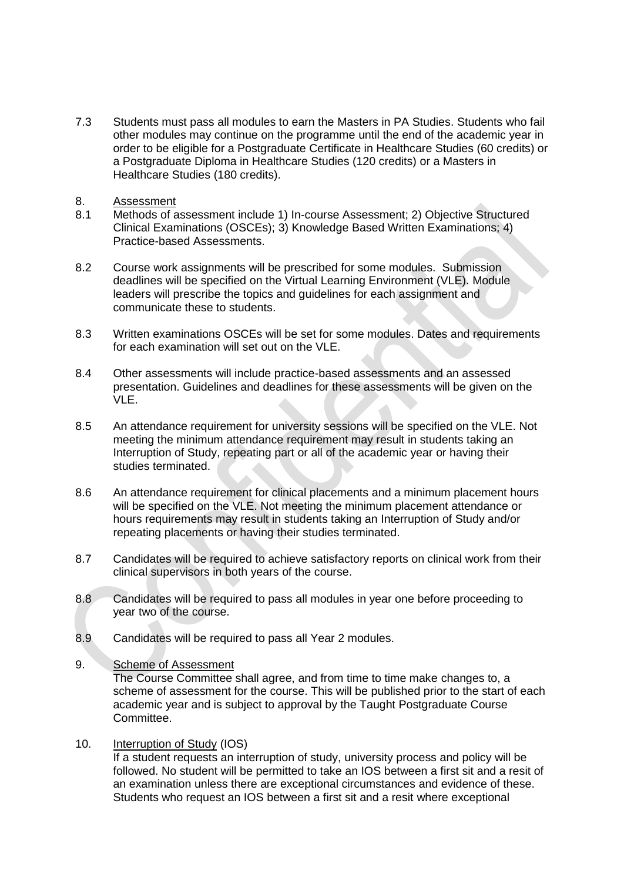7.3 Students must pass all modules to earn the Masters in PA Studies. Students who fail other modules may continue on the programme until the end of the academic year in order to be eligible for a Postgraduate Certificate in Healthcare Studies (60 credits) or a Postgraduate Diploma in Healthcare Studies (120 credits) or a Masters in Healthcare Studies (180 credits).

8. Assessment

8.1 Methods of assessment include 1) In-course Assessment; 2) Objective Structured Clinical Examinations (OSCEs); 3) Knowledge Based Written Examinations; 4) Practice-based Assessments.

8.2 Course work assignments will be prescribed for some modules. Submission deadlines will be specified on the Virtual Learning Environment (VLE). Module leaders will prescribe the topics and guidelines for each assignment and communicate these to students.

8.3 Written examinations OSCEs will be set for some modules. Dates and requirements for each examination will set out on the VLE.

8.4 Other assessments will include practice-based assessments and an assessed presentation. Guidelines and deadlines for these assessments will be given on the VLE.

8.5 An attendance requirement for university sessions will be specified on the VLE. Not meeting the minimum attendance requirement may result in students taking an Interruption of Study, repeating part or all of the academic year or having their studies terminated.

8.6 An attendance requirement for clinical placements and a minimum placement hours will be specified on the VLE. Not meeting the minimum placement attendance or hours requirements may result in students taking an Interruption of Study and/or repeating placements or having their studies terminated.

8.7 Candidates will be required to achieve satisfactory reports on clinical work from their clinical supervisors in both years of the course.

8.8 Candidates will be required to pass all modules in year one before proceeding to year two of the course.

8.9 Candidates will be required to pass all Year 2 modules.

9. Scheme of Assessment

The Course Committee shall agree, and from time to time make changes to, a scheme of assessment for the course. This will be published prior to the start of each academic year and is subject to approval by the Taught Postgraduate Course Committee.

10. Interruption of Study (IOS)

If a student requests an interruption of study, university process and policy will be followed. No student will be permitted to take an IOS between a first sit and a resit of an examination unless there are exceptional circumstances and evidence of these. Students who request an IOS between a first sit and a resit where exceptional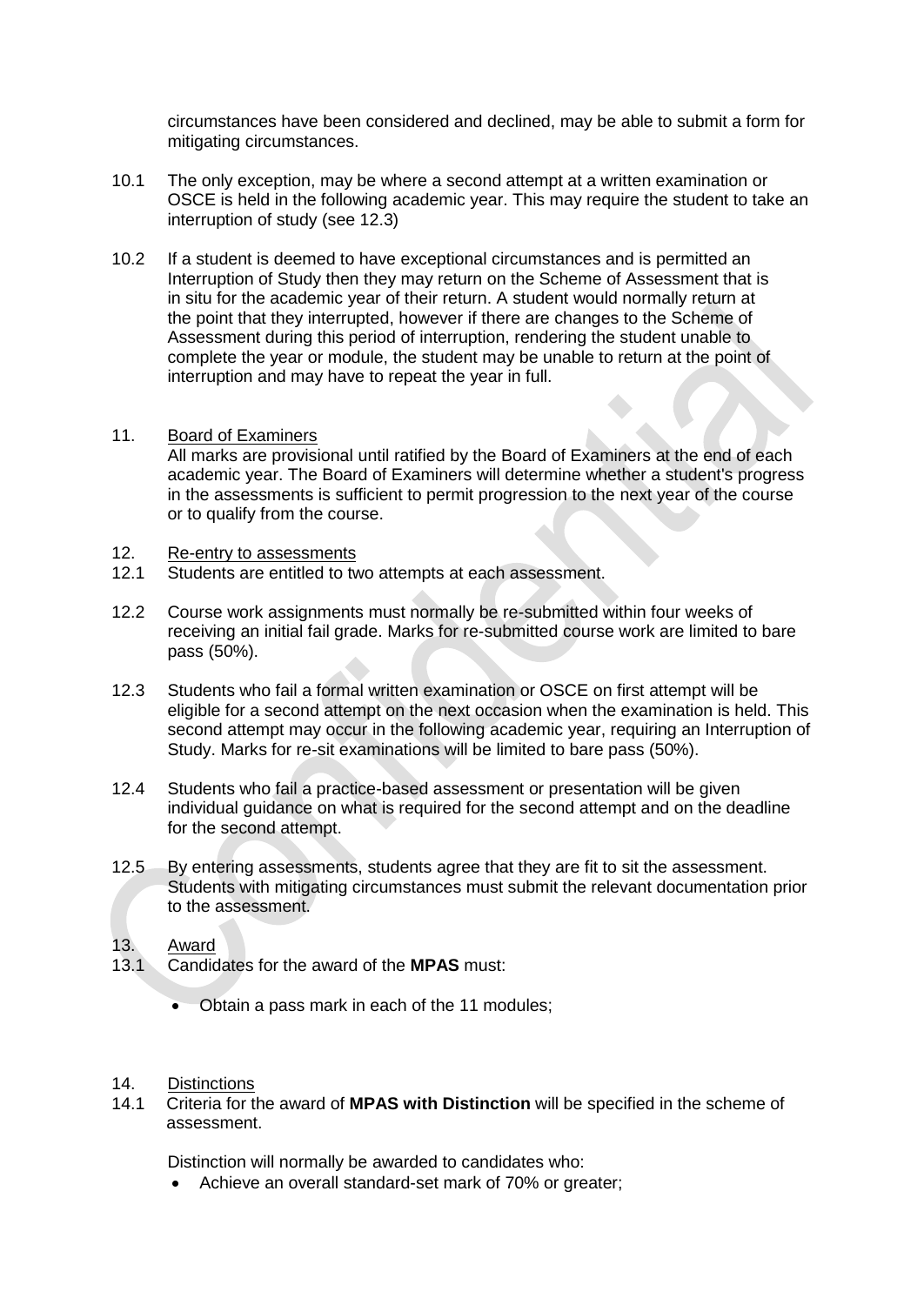circumstances have been considered and declined, may be able to submit a form for mitigating circumstances.

10.1 The only exception, may be where a second attempt at a written examination or OSCE is held in the following academic year. This may require the student to take an interruption of study (see 12.3)

10.2 If a student is deemed to have exceptional circumstances and is permitted an Interruption of Study then they may return on the Scheme of Assessment that is in situ for the academic year of their return. A student would normally return at the point that they interrupted, however if there are changes to the Scheme of Assessment during this period of interruption, rendering the student unable to complete the year or module, the student may be unable to return at the point of interruption and may have to repeat the year in full.

11. Board of Examiners

All marks are provisional until ratified by the Board of Examiners at the end of each academic year. The Board of Examiners will determine whether a student's progress in the assessments is sufficient to permit progression to the next year of the course or to qualify from the course.

12. Re-entry to assessments

12.1 Students are entitled to two attempts at each assessment.

12.2 Course work assignments must normally be re-submitted within four weeks of receiving an initial fail grade. Marks for re-submitted course work are limited to bare pass (50%).

12.3 Students who fail a formal written examination or OSCE on first attempt will be eligible for a second attempt on the next occasion when the examination is held. This second attempt may occur in the following academic year, requiring an Interruption of Study. Marks for re-sit examinations will be limited to bare pass (50%).

12.4 Students who fail a practice-based assessment or presentation will be given individual guidance on what is required for the second attempt and on the deadline for the second attempt.

12.5 By entering assessments, students agree that they are fit to sit the assessment. Students with mitigating circumstances must submit the relevant documentation prior to the assessment.

13. Award

13.1 Candidates for the award of the **MPAS** must:

- Obtain a pass mark in each of the 11 modules;

14. Distinctions

14.1 Criteria for the award of **MPAS with Distinction** will be specified in the scheme of assessment.

Distinction will normally be awarded to candidates who:

- Achieve an overall standard-set mark of 70% or greater;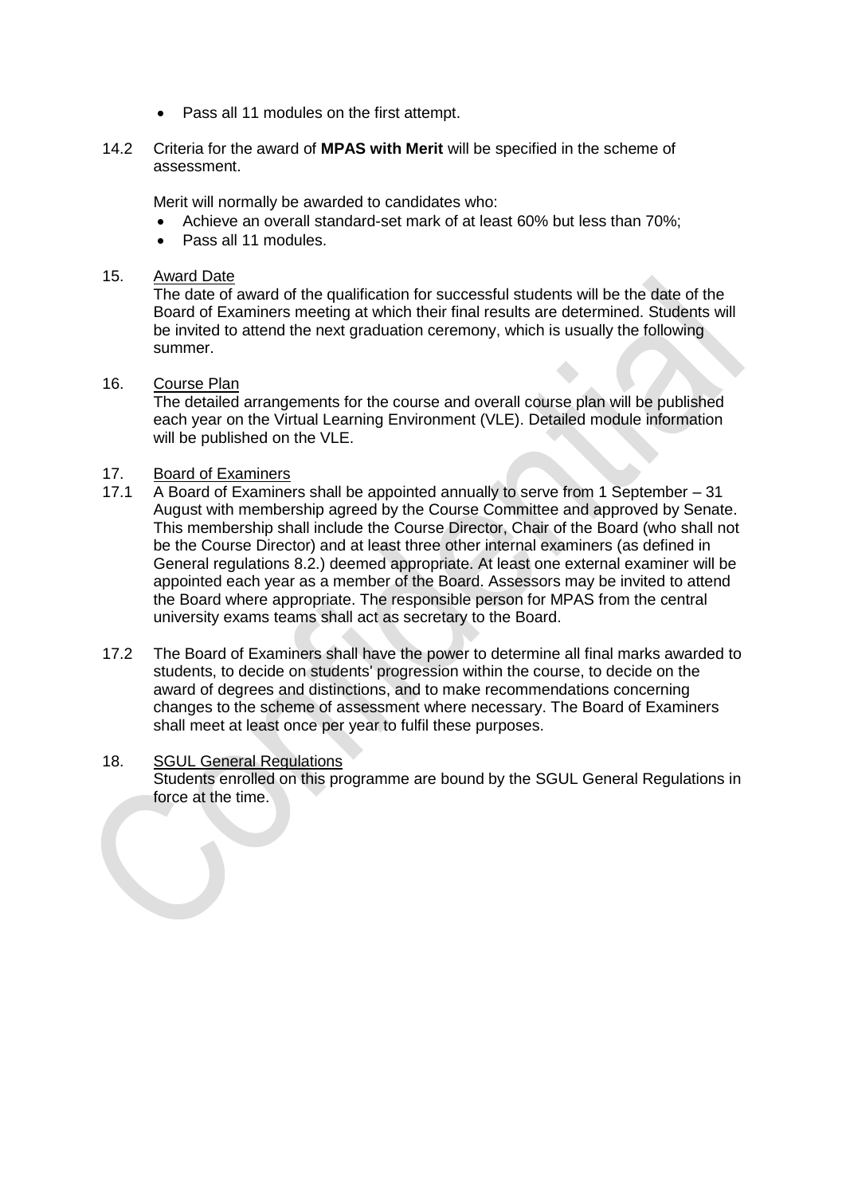- Pass all 11 modules on the first attempt.

14.2 Criteria for the award of **MPAS with Merit** will be specified in the scheme of assessment.

Merit will normally be awarded to candidates who:

- Achieve an overall standard-set mark of at least 60% but less than 70%;
- Pass all 11 modules.

15. <u>Award Date</u>

The date of award of the qualification for successful students will be the date of the Board of Examiners meeting at which their final results are determined. Students will be invited to attend the next graduation ceremony, which is usually the following summer.

16. <u>Course Plan</u>

The detailed arrangements for the course and overall course plan will be published each year on the Virtual Learning Environment (VLE). Detailed module information will be published on the VLE.

17. <u>Board of Examiners</u>

17.1 A Board of Examiners shall be appointed annually to serve from 1 September – 31 August with membership agreed by the Course Committee and approved by Senate. This membership shall include the Course Director, Chair of the Board (who shall not be the Course Director) and at least three other internal examiners (as defined in General regulations 8.2.) deemed appropriate. At least one external examiner will be appointed each year as a member of the Board. Assessors may be invited to attend the Board where appropriate. The responsible person for MPAS from the central university exams teams shall act as secretary to the Board.

17.2 The Board of Examiners shall have the power to determine all final marks awarded to students, to decide on students' progression within the course, to decide on the award of degrees and distinctions, and to make recommendations concerning changes to the scheme of assessment where necessary. The Board of Examiners shall meet at least once per year to fulfil these purposes.

18. <u>SGUL General Regulations</u>

Students enrolled on this programme are bound by the SGUL General Regulations in force at the time.